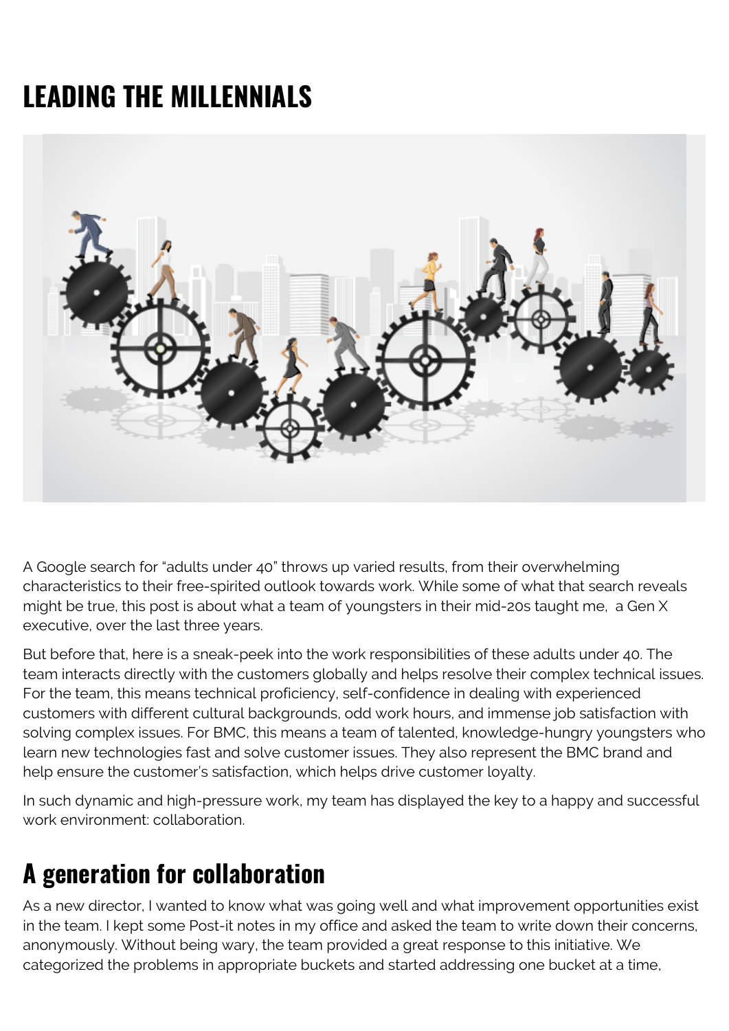# LEADING THE MILLENNIALS

A Google search for "adults under 40" throws up varied results, from their overwhelming characteristics to their free-spirited outlook towards work. While some of what that search reveals might be true, this post is about what a team of youngsters in their mid-20s taught me,  a Gen X executive, over the last three years.

But before that, here is a sneak-peek into the work responsibilities of these adults under 40. The team interacts directly with the customers globally and helps resolve their complex technical issues. For the team, this means technical proficiency, self-confidence in dealing with experienced customers with different cultural backgrounds, odd work hours, and immense job satisfaction with solving complex issues. For BMC, this means a team of talented, knowledge-hungry youngsters who learn new technologies fast and solve customer issues. They also represent the BMC brand and help ensure the customer's satisfaction, which helps drive customer loyalty.

In such dynamic and high-pressure work, my team has displayed the key to a happy and successful work environment: collaboration.

## A generation for collaboration

As a new director, I wanted to know what was going well and what improvement opportunities exist in the team. I kept some Post-it notes in my office and asked the team to write down their concerns, anonymously. Without being wary, the team provided a great response to this initiative. We categorized the problems in appropriate buckets and started addressing one bucket at a time,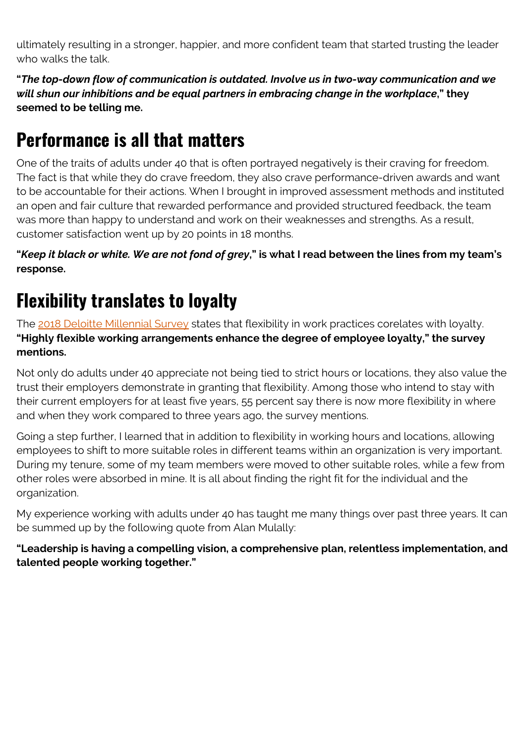ultimately resulting in a stronger, happier, and more confident team that started trusting the leader who walks the talk.

**"*The top-down flow of communication is outdated. Involve us in two-way communication and we will shun our inhibitions and be equal partners in embracing change in the workplace*," they seemed to be telling me.**

## Performance is all that matters

One of the traits of adults under 40 that is often portrayed negatively is their craving for freedom. The fact is that while they do crave freedom, they also crave performance-driven awards and want to be accountable for their actions. When I brought in improved assessment methods and instituted an open and fair culture that rewarded performance and provided structured feedback, the team was more than happy to understand and work on their weaknesses and strengths. As a result, customer satisfaction went up by 20 points in 18 months.

**"*Keep it black or white. We are not fond of grey*," is what I read between the lines from my team's response.**

## Flexibility translates to loyalty

The 2018 Deloitte Millennial Survey states that flexibility in work practices corelates with loyalty. **"Highly flexible working arrangements enhance the degree of employee loyalty," the survey mentions.**

Not only do adults under 40 appreciate not being tied to strict hours or locations, they also value the trust their employers demonstrate in granting that flexibility. Among those who intend to stay with their current employers for at least five years, 55 percent say there is now more flexibility in where and when they work compared to three years ago, the survey mentions.

Going a step further, I learned that in addition to flexibility in working hours and locations, allowing employees to shift to more suitable roles in different teams within an organization is very important. During my tenure, some of my team members were moved to other suitable roles, while a few from other roles were absorbed in mine. It is all about finding the right fit for the individual and the organization.

My experience working with adults under 40 has taught me many things over past three years. It can be summed up by the following quote from Alan Mulally:

**"Leadership is having a compelling vision, a comprehensive plan, relentless implementation, and talented people working together."**